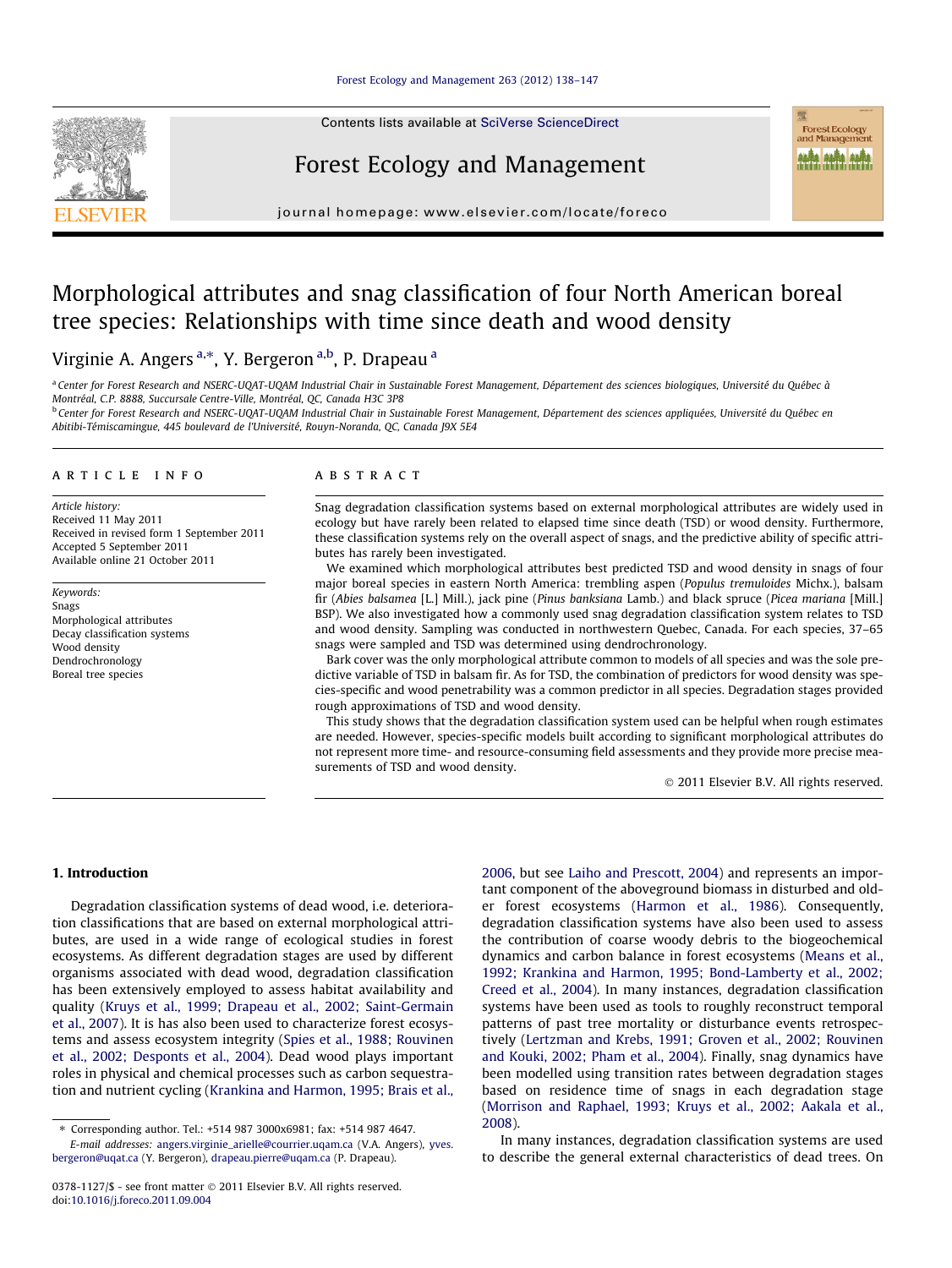# Morphological attributes and snag classification of four North American boreal tree species: Relationships with time since death and wood density

Virginie A. Angers [a,*], Y. Bergeron [a,b], P. Drapeau [a]

[a] Center for Forest Research and NSERC-UQAT-UQAM Industrial Chair in Sustainable Forest Management, Département des sciences biologiques, Université du Québec à Montréal, C.P. 8888, Succursale Centre-Ville, Montréal, QC, Canada H3C 3P8

[b] Center for Forest Research and NSERC-UQAT-UQAM Industrial Chair in Sustainable Forest Management, Département des sciences appliquées, Université du Québec en Abitibi-Témiscamingue, 445 boulevard de l'Université, Rouyn-Noranda, QC, Canada J9X 5E4

## ARTICLE INFO

*Article history:*
Received 11 May 2011
Received in revised form 1 September 2011
Accepted 5 September 2011
Available online 21 October 2011

*Keywords:*
Snags
Morphological attributes
Decay classification systems
Wood density
Dendrochronology
Boreal tree species

## ABSTRACT

Snag degradation classification systems based on external morphological attributes are widely used in ecology but have rarely been related to elapsed time since death (TSD) or wood density. Furthermore, these classification systems rely on the overall aspect of snags, and the predictive ability of specific attributes has rarely been investigated.

We examined which morphological attributes best predicted TSD and wood density in snags of four major boreal species in eastern North America: trembling aspen (*Populus tremuloides* Michx.), balsam fir (*Abies balsamea* [L.] Mill.), jack pine (*Pinus banksiana* Lamb.) and black spruce (*Picea mariana* [Mill.] BSP). We also investigated how a commonly used snag degradation classification system relates to TSD and wood density. Sampling was conducted in northwestern Quebec, Canada. For each species, 37–65 snags were sampled and TSD was determined using dendrochronology.

Bark cover was the only morphological attribute common to models of all species and was the sole predictive variable of TSD in balsam fir. As for TSD, the combination of predictors for wood density was species-specific and wood penetrability was a common predictor in all species. Degradation stages provided rough approximations of TSD and wood density.

This study shows that the degradation classification system used can be helpful when rough estimates are needed. However, species-specific models built according to significant morphological attributes do not represent more time- and resource-consuming field assessments and they provide more precise measurements of TSD and wood density.

© 2011 Elsevier B.V. All rights reserved.

## 1. Introduction

Degradation classification systems of dead wood, i.e. deterioration classifications that are based on external morphological attributes, are used in a wide range of ecological studies in forest ecosystems. As different degradation stages are used by different organisms associated with dead wood, degradation classification has been extensively employed to assess habitat availability and quality (Kruys et al., 1999; Drapeau et al., 2002; Saint-Germain et al., 2007). It is has also been used to characterize forest ecosystems and assess ecosystem integrity (Spies et al., 1988; Rouvinen et al., 2002; Desponts et al., 2004). Dead wood plays important roles in physical and chemical processes such as carbon sequestration and nutrient cycling (Krankina and Harmon, 1995; Brais et al., 2006, but see Laiho and Prescott, 2004) and represents an important component of the aboveground biomass in disturbed and older forest ecosystems (Harmon et al., 1986). Consequently, degradation classification systems have also been used to assess the contribution of coarse woody debris to the biogeochemical dynamics and carbon balance in forest ecosystems (Means et al., 1992; Krankina and Harmon, 1995; Bond-Lamberty et al., 2002; Creed et al., 2004). In many instances, degradation classification systems have been used as tools to roughly reconstruct temporal patterns of past tree mortality or disturbance events retrospectively (Lertzman and Krebs, 1991; Groven et al., 2002; Rouvinen and Kouki, 2002; Pham et al., 2004). Finally, snag dynamics have been modelled using transition rates between degradation stages based on residence time of snags in each degradation stage (Morrison and Raphael, 1993; Kruys et al., 2002; Aakala et al., 2008).

In many instances, degradation classification systems are used to describe the general external characteristics of dead trees. On

* Corresponding author. Tel.: +514 987 3000x6981; fax: +514 987 4647.
E-mail addresses: angers.virginie_arielle@courrier.uqam.ca (V.A. Angers), yves.bergeron@uqat.ca (Y. Bergeron), drapeau.pierre@uqam.ca (P. Drapeau).

0378-1127/$ - see front matter © 2011 Elsevier B.V. All rights reserved.
doi:10.1016/j.foreco.2011.09.004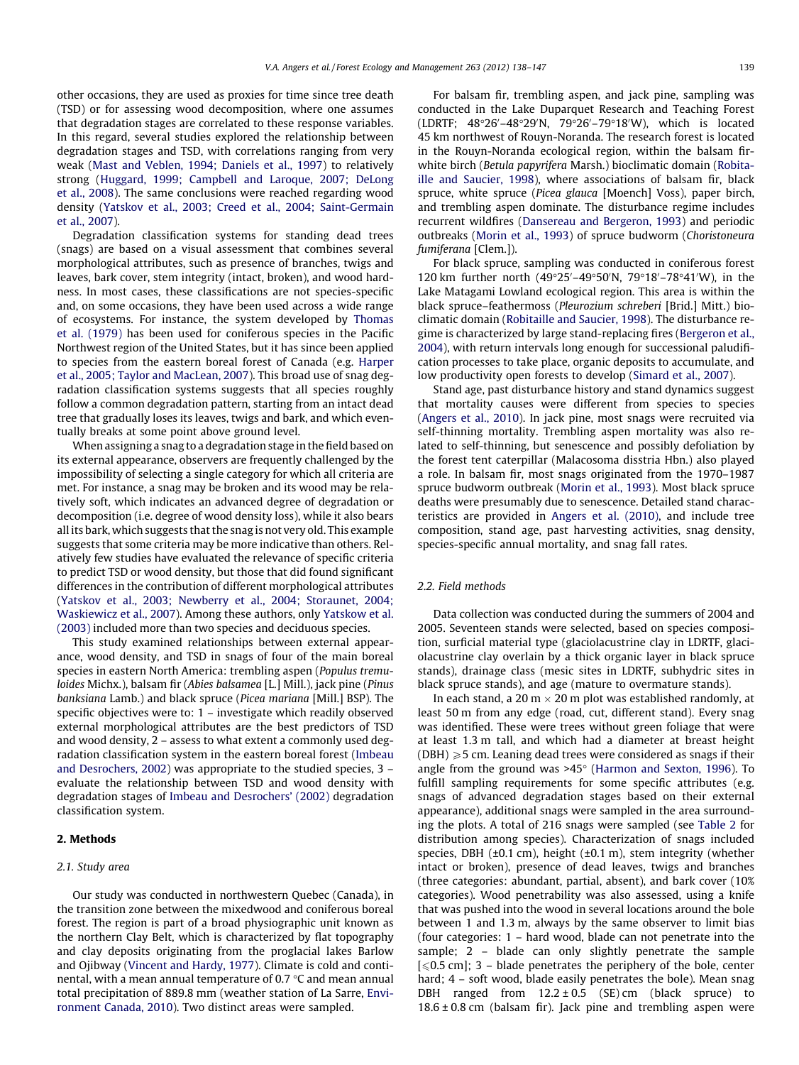other occasions, they are used as proxies for time since tree death (TSD) or for assessing wood decomposition, where one assumes that degradation stages are correlated to these response variables. In this regard, several studies explored the relationship between degradation stages and TSD, with correlations ranging from very weak (Mast and Veblen, 1994; Daniels et al., 1997) to relatively strong (Huggard, 1999; Campbell and Laroque, 2007; DeLong et al., 2008). The same conclusions were reached regarding wood density (Yatskov et al., 2003; Creed et al., 2004; Saint-Germain et al., 2007).

Degradation classification systems for standing dead trees (snags) are based on a visual assessment that combines several morphological attributes, such as presence of branches, twigs and leaves, bark cover, stem integrity (intact, broken), and wood hardness. In most cases, these classifications are not species-specific and, on some occasions, they have been used across a wide range of ecosystems. For instance, the system developed by Thomas et al. (1979) has been used for coniferous species in the Pacific Northwest region of the United States, but it has since been applied to species from the eastern boreal forest of Canada (e.g. Harper et al., 2005; Taylor and MacLean, 2007). This broad use of snag degradation classification systems suggests that all species roughly follow a common degradation pattern, starting from an intact dead tree that gradually loses its leaves, twigs and bark, and which eventually breaks at some point above ground level.

When assigning a snag to a degradation stage in the field based on its external appearance, observers are frequently challenged by the impossibility of selecting a single category for which all criteria are met. For instance, a snag may be broken and its wood may be relatively soft, which indicates an advanced degree of degradation or decomposition (i.e. degree of wood density loss), while it also bears all its bark, which suggests that the snag is not very old. This example suggests that some criteria may be more indicative than others. Relatively few studies have evaluated the relevance of specific criteria to predict TSD or wood density, but those that did found significant differences in the contribution of different morphological attributes (Yatskov et al., 2003; Newberry et al., 2004; Storaunet, 2004; Waskiewicz et al., 2007). Among these authors, only Yatskow et al. (2003) included more than two species and deciduous species.

This study examined relationships between external appearance, wood density, and TSD in snags of four of the main boreal species in eastern North America: trembling aspen (*Populus tremuloides* Michx.), balsam fir (*Abies balsamea* [L.] Mill.), jack pine (*Pinus banksiana* Lamb.) and black spruce (*Picea mariana* [Mill.] BSP). The specific objectives were to: 1 – investigate which readily observed external morphological attributes are the best predictors of TSD and wood density, 2 – assess to what extent a commonly used degradation classification system in the eastern boreal forest (Imbeau and Desrochers, 2002) was appropriate to the studied species, 3 – evaluate the relationship between TSD and wood density with degradation stages of Imbeau and Desrochers' (2002) degradation classification system.

## 2. Methods

### 2.1. Study area

Our study was conducted in northwestern Quebec (Canada), in the transition zone between the mixedwood and coniferous boreal forest. The region is part of a broad physiographic unit known as the northern Clay Belt, which is characterized by flat topography and clay deposits originating from the proglacial lakes Barlow and Ojibway (Vincent and Hardy, 1977). Climate is cold and continental, with a mean annual temperature of 0.7 °C and mean annual total precipitation of 889.8 mm (weather station of La Sarre, Environment Canada, 2010). Two distinct areas were sampled.

For balsam fir, trembling aspen, and jack pine, sampling was conducted in the Lake Duparquet Research and Teaching Forest (LDRTF; 48°26′–48°29′N, 79°26′–79°18′W), which is located 45 km northwest of Rouyn-Noranda. The research forest is located in the Rouyn-Noranda ecological region, within the balsam fir-white birch (*Betula papyrifera* Marsh.) bioclimatic domain (Robitaille and Saucier, 1998), where associations of balsam fir, black spruce, white spruce (*Picea glauca* [Moench] Voss), paper birch, and trembling aspen dominate. The disturbance regime includes recurrent wildfires (Dansereau and Bergeron, 1993) and periodic outbreaks (Morin et al., 1993) of spruce budworm (*Choristoneura fumiferana* [Clem.]).

For black spruce, sampling was conducted in coniferous forest 120 km further north (49°25′–49°50′N, 79°18′–78°41′W), in the Lake Matagami Lowland ecological region. This area is within the black spruce–feathermoss (*Pleurozium schreberi* [Brid.] Mitt.) bioclimatic domain (Robitaille and Saucier, 1998). The disturbance regime is characterized by large stand-replacing fires (Bergeron et al., 2004), with return intervals long enough for successional paludification processes to take place, organic deposits to accumulate, and low productivity open forests to develop (Simard et al., 2007).

Stand age, past disturbance history and stand dynamics suggest that mortality causes were different from species to species (Angers et al., 2010). In jack pine, most snags were recruited via self-thinning mortality. Trembling aspen mortality was also related to self-thinning, but senescence and possibly defoliation by the forest tent caterpillar (Malacosoma disstria Hbn.) also played a role. In balsam fir, most snags originated from the 1970–1987 spruce budworm outbreak (Morin et al., 1993). Most black spruce deaths were presumably due to senescence. Detailed stand characteristics are provided in Angers et al. (2010), and include tree composition, stand age, past harvesting activities, snag density, species-specific annual mortality, and snag fall rates.

### 2.2. Field methods

Data collection was conducted during the summers of 2004 and 2005. Seventeen stands were selected, based on species composition, surficial material type (glaciolacustrine clay in LDRTF, glaciolacustrine clay overlain by a thick organic layer in black spruce stands), drainage class (mesic sites in LDRTF, subhydric sites in black spruce stands), and age (mature to overmature stands).

In each stand, a 20 m × 20 m plot was established randomly, at least 50 m from any edge (road, cut, different stand). Every snag was identified. These were trees without green foliage that were at least 1.3 m tall, and which had a diameter at breast height (DBH) ⩾5 cm. Leaning dead trees were considered as snags if their angle from the ground was >45° (Harmon and Sexton, 1996). To fulfill sampling requirements for some specific attributes (e.g. snags of advanced degradation stages based on their external appearance), additional snags were sampled in the area surrounding the plots. A total of 216 snags were sampled (see Table 2 for distribution among species). Characterization of snags included species, DBH (±0.1 cm), height (±0.1 m), stem integrity (whether intact or broken), presence of dead leaves, twigs and branches (three categories: abundant, partial, absent), and bark cover (10% categories). Wood penetrability was also assessed, using a knife that was pushed into the wood in several locations around the bole between 1 and 1.3 m, always by the same observer to limit bias (four categories: 1 – hard wood, blade can not penetrate into the sample; 2 – blade can only slightly penetrate the sample [⩽0.5 cm]; 3 – blade penetrates the periphery of the bole, center hard; 4 – soft wood, blade easily penetrates the bole). Mean snag DBH ranged from 12.2 ± 0.5 (SE) cm (black spruce) to 18.6 ± 0.8 cm (balsam fir). Jack pine and trembling aspen were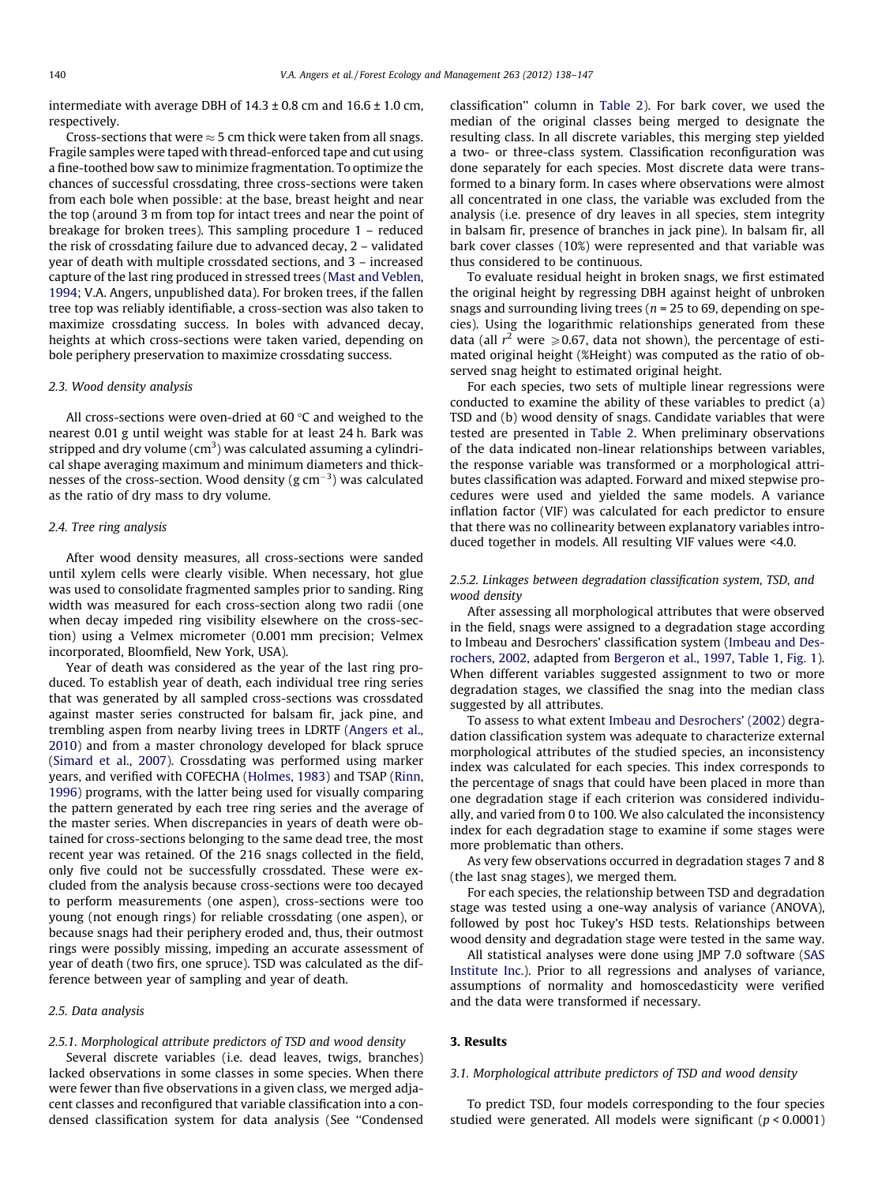intermediate with average DBH of 14.3 ± 0.8 cm and 16.6 ± 1.0 cm, respectively.

Cross-sections that were ≈ 5 cm thick were taken from all snags. Fragile samples were taped with thread-enforced tape and cut using a fine-toothed bow saw to minimize fragmentation. To optimize the chances of successful crossdating, three cross-sections were taken from each bole when possible: at the base, breast height and near the top (around 3 m from top for intact trees and near the point of breakage for broken trees). This sampling procedure 1 – reduced the risk of crossdating failure due to advanced decay, 2 – validated year of death with multiple crossdated sections, and 3 – increased capture of the last ring produced in stressed trees (Mast and Veblen, 1994; V.A. Angers, unpublished data). For broken trees, if the fallen tree top was reliably identifiable, a cross-section was also taken to maximize crossdating success. In boles with advanced decay, heights at which cross-sections were taken varied, depending on bole periphery preservation to maximize crossdating success.

### 2.3. Wood density analysis

All cross-sections were oven-dried at 60 °C and weighed to the nearest 0.01 g until weight was stable for at least 24 h. Bark was stripped and dry volume ($cm^3$) was calculated assuming a cylindrical shape averaging maximum and minimum diameters and thicknesses of the cross-section. Wood density ($g\ cm^{-3}$) was calculated as the ratio of dry mass to dry volume.

### 2.4. Tree ring analysis

After wood density measures, all cross-sections were sanded until xylem cells were clearly visible. When necessary, hot glue was used to consolidate fragmented samples prior to sanding. Ring width was measured for each cross-section along two radii (one when decay impeded ring visibility elsewhere on the cross-section) using a Velmex micrometer (0.001 mm precision; Velmex incorporated, Bloomfield, New York, USA).

Year of death was considered as the year of the last ring produced. To establish year of death, each individual tree ring series that was generated by all sampled cross-sections was crossdated against master series constructed for balsam fir, jack pine, and trembling aspen from nearby living trees in LDRTF (Angers et al., 2010) and from a master chronology developed for black spruce (Simard et al., 2007). Crossdating was performed using marker years, and verified with COFECHA (Holmes, 1983) and TSAP (Rinn, 1996) programs, with the latter being used for visually comparing the pattern generated by each tree ring series and the average of the master series. When discrepancies in years of death were obtained for cross-sections belonging to the same dead tree, the most recent year was retained. Of the 216 snags collected in the field, only five could not be successfully crossdated. These were excluded from the analysis because cross-sections were too decayed to perform measurements (one aspen), cross-sections were too young (not enough rings) for reliable crossdating (one aspen), or because snags had their periphery eroded and, thus, their outmost rings were possibly missing, impeding an accurate assessment of year of death (two firs, one spruce). TSD was calculated as the difference between year of sampling and year of death.

### 2.5. Data analysis

#### 2.5.1. Morphological attribute predictors of TSD and wood density

Several discrete variables (i.e. dead leaves, twigs, branches) lacked observations in some classes in some species. When there were fewer than five observations in a given class, we merged adjacent classes and reconfigured that variable classification into a condensed classification system for data analysis (See "Condensed classification" column in Table 2). For bark cover, we used the median of the original classes being merged to designate the resulting class. In all discrete variables, this merging step yielded a two- or three-class system. Classification reconfiguration was done separately for each species. Most discrete data were transformed to a binary form. In cases where observations were almost all concentrated in one class, the variable was excluded from the analysis (i.e. presence of dry leaves in all species, stem integrity in balsam fir, presence of branches in jack pine). In balsam fir, all bark cover classes (10%) were represented and that variable was thus considered to be continuous.

To evaluate residual height in broken snags, we first estimated the original height by regressing DBH against height of unbroken snags and surrounding living trees ($n = 25$ to 69, depending on species). Using the logarithmic relationships generated from these data (all $r^2$ were $\geqslant 0.67$, data not shown), the percentage of estimated original height (%Height) was computed as the ratio of observed snag height to estimated original height.

For each species, two sets of multiple linear regressions were conducted to examine the ability of these variables to predict (a) TSD and (b) wood density of snags. Candidate variables that were tested are presented in Table 2. When preliminary observations of the data indicated non-linear relationships between variables, the response variable was transformed or a morphological attributes classification was adapted. Forward and mixed stepwise procedures were used and yielded the same models. A variance inflation factor (VIF) was calculated for each predictor to ensure that there was no collinearity between explanatory variables introduced together in models. All resulting VIF values were <4.0.

#### 2.5.2. Linkages between degradation classification system, TSD, and wood density

After assessing all morphological attributes that were observed in the field, snags were assigned to a degradation stage according to Imbeau and Desrochers' classification system (Imbeau and Desrochers, 2002, adapted from Bergeron et al., 1997, Table 1, Fig. 1). When different variables suggested assignment to two or more degradation stages, we classified the snag into the median class suggested by all attributes.

To assess to what extent Imbeau and Desrochers' (2002) degradation classification system was adequate to characterize external morphological attributes of the studied species, an inconsistency index was calculated for each species. This index corresponds to the percentage of snags that could have been placed in more than one degradation stage if each criterion was considered individually, and varied from 0 to 100. We also calculated the inconsistency index for each degradation stage to examine if some stages were more problematic than others.

As very few observations occurred in degradation stages 7 and 8 (the last snag stages), we merged them.

For each species, the relationship between TSD and degradation stage was tested using a one-way analysis of variance (ANOVA), followed by post hoc Tukey's HSD tests. Relationships between wood density and degradation stage were tested in the same way.

All statistical analyses were done using JMP 7.0 software (SAS Institute Inc.). Prior to all regressions and analyses of variance, assumptions of normality and homoscedasticity were verified and the data were transformed if necessary.

## 3. Results

### 3.1. Morphological attribute predictors of TSD and wood density

To predict TSD, four models corresponding to the four species studied were generated. All models were significant ($p < 0.0001$)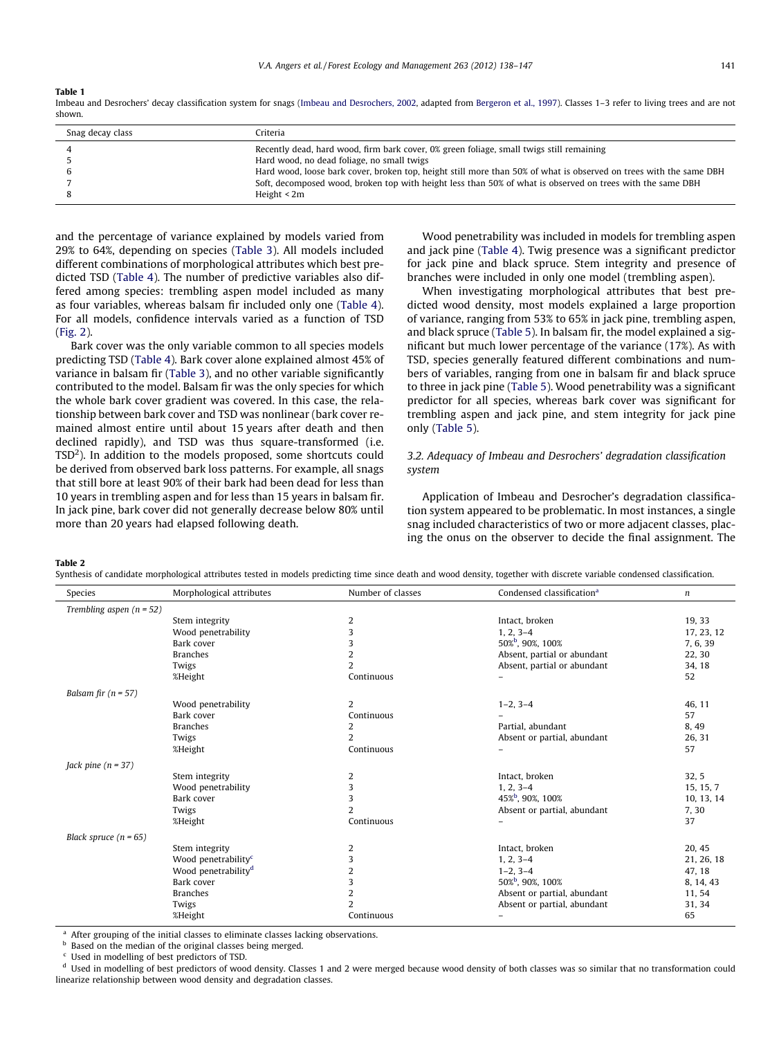**Table 1**
Imbeau and Desrochers' decay classification system for snags (Imbeau and Desrochers, 2002, adapted from Bergeron et al., 1997). Classes 1–3 refer to living trees and are not shown.

| Snag decay class | Criteria |
|---|---|
| 4 | Recently dead, hard wood, firm bark cover, 0% green foliage, small twigs still remaining |
| 5 | Hard wood, no dead foliage, no small twigs |
| 6 | Hard wood, loose bark cover, broken top, height still more than 50% of what is observed on trees with the same DBH |
| 7 | Soft, decomposed wood, broken top with height less than 50% of what is observed on trees with the same DBH |
| 8 | Height < 2m |

and the percentage of variance explained by models varied from 29% to 64%, depending on species (Table 3). All models included different combinations of morphological attributes which best predicted TSD (Table 4). The number of predictive variables also differed among species: trembling aspen model included as many as four variables, whereas balsam fir included only one (Table 4). For all models, confidence intervals varied as a function of TSD (Fig. 2).

Bark cover was the only variable common to all species models predicting TSD (Table 4). Bark cover alone explained almost 45% of variance in balsam fir (Table 3), and no other variable significantly contributed to the model. Balsam fir was the only species for which the whole bark cover gradient was covered. In this case, the relationship between bark cover and TSD was nonlinear (bark cover remained almost entire until about 15 years after death and then declined rapidly), and TSD was thus square-transformed (i.e. $TSD^2$). In addition to the models proposed, some shortcuts could be derived from observed bark loss patterns. For example, all snags that still bore at least 90% of their bark had been dead for less than 10 years in trembling aspen and for less than 15 years in balsam fir. In jack pine, bark cover did not generally decrease below 80% until more than 20 years had elapsed following death.

Wood penetrability was included in models for trembling aspen and jack pine (Table 4). Twig presence was a significant predictor for jack pine and black spruce. Stem integrity and presence of branches were included in only one model (trembling aspen).

When investigating morphological attributes that best predicted wood density, most models explained a large proportion of variance, ranging from 53% to 65% in jack pine, trembling aspen, and black spruce (Table 5). In balsam fir, the model explained a significant but much lower percentage of the variance (17%). As with TSD, species generally featured different combinations and numbers of variables, ranging from one in balsam fir and black spruce to three in jack pine (Table 5). Wood penetrability was a significant predictor for all species, whereas bark cover was significant for trembling aspen and jack pine, and stem integrity for jack pine only (Table 5).

### 3.2. Adequacy of Imbeau and Desrochers' degradation classification system

Application of Imbeau and Desrocher's degradation classification system appeared to be problematic. In most instances, a single snag included characteristics of two or more adjacent classes, placing the onus on the observer to decide the final assignment. The

**Table 2**
Synthesis of candidate morphological attributes tested in models predicting time since death and wood density, together with discrete variable condensed classification.

| Species | Morphological attributes | Number of classes | Condensed classification[a] | *n* |
|---|---|---|---|---|
| *Trembling aspen (n = 52)* | | | | |
| | Stem integrity | 2 | Intact, broken | 19, 33 |
| | Wood penetrability | 3 | 1, 2, 3–4 | 17, 23, 12 |
| | Bark cover | 3 | 50%[b], 90%, 100% | 7, 6, 39 |
| | Branches | 2 | Absent, partial or abundant | 22, 30 |
| | Twigs | 2 | Absent, partial or abundant | 34, 18 |
| | %Height | Continuous | – | 52 |
| *Balsam fir (n = 57)* | | | | |
| | Wood penetrability | 2 | 1–2, 3–4 | 46, 11 |
| | Bark cover | Continuous | – | 57 |
| | Branches | 2 | Partial, abundant | 8, 49 |
| | Twigs | 2 | Absent or partial, abundant | 26, 31 |
| | %Height | Continuous | – | 57 |
| *Jack pine (n = 37)* | | | | |
| | Stem integrity | 2 | Intact, broken | 32, 5 |
| | Wood penetrability | 3 | 1, 2, 3–4 | 15, 15, 7 |
| | Bark cover | 3 | 45%[b], 90%, 100% | 10, 13, 14 |
| | Twigs | 2 | Absent or partial, abundant | 7, 30 |
| | %Height | Continuous | – | 37 |
| *Black spruce (n = 65)* | | | | |
| | Stem integrity | 2 | Intact, broken | 20, 45 |
| | Wood penetrability[c] | 3 | 1, 2, 3–4 | 21, 26, 18 |
| | Wood penetrability[d] | 2 | 1–2, 3–4 | 47, 18 |
| | Bark cover | 3 | 50%[b], 90%, 100% | 8, 14, 43 |
| | Branches | 2 | Absent or partial, abundant | 11, 54 |
| | Twigs | 2 | Absent or partial, abundant | 31, 34 |
| | %Height | Continuous | – | 65 |

[a] After grouping of the initial classes to eliminate classes lacking observations.
[b] Based on the median of the original classes being merged.
[c] Used in modelling of best predictors of TSD.
[d] Used in modelling of best predictors of wood density. Classes 1 and 2 were merged because wood density of both classes was so similar that no transformation could linearize relationship between wood density and degradation classes.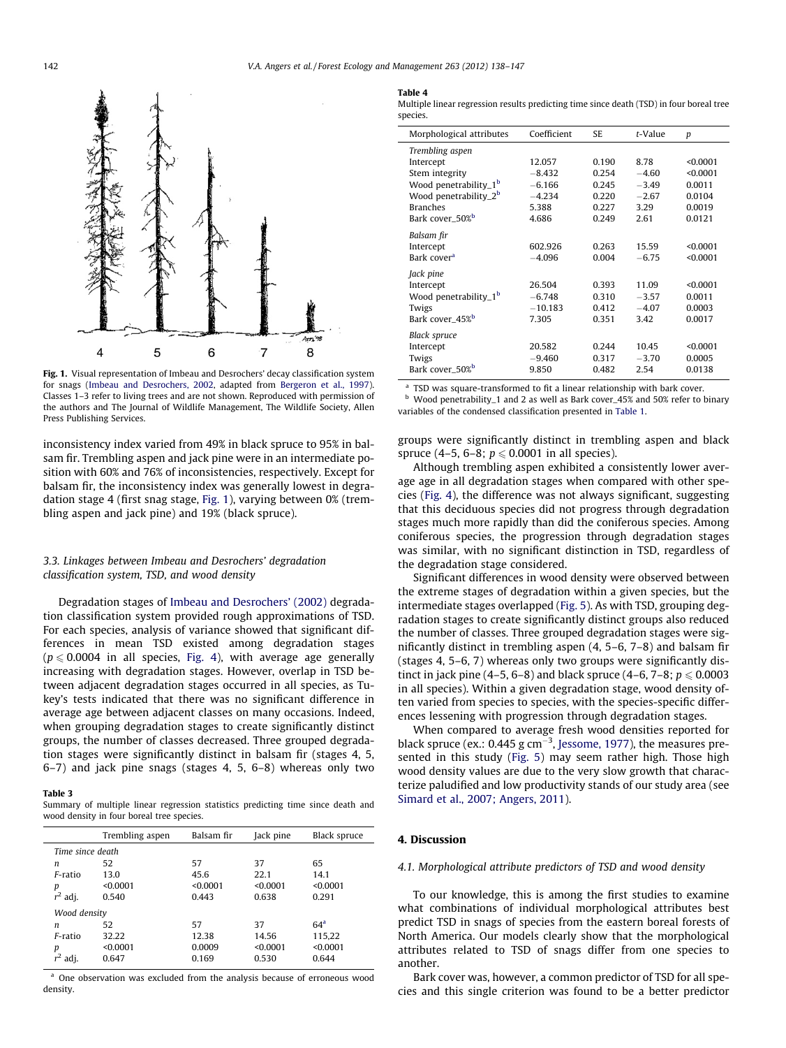Fig. 1. Visual representation of Imbeau and Desrochers' decay classification system for snags (Imbeau and Desrochers, 2002, adapted from Bergeron et al., 1997). Classes 1–3 refer to living trees and are not shown. Reproduced with permission of the authors and The Journal of Wildlife Management, The Wildlife Society, Allen Press Publishing Services.

inconsistency index varied from 49% in black spruce to 95% in balsam fir. Trembling aspen and jack pine were in an intermediate position with 60% and 76% of inconsistencies, respectively. Except for balsam fir, the inconsistency index was generally lowest in degradation stage 4 (first snag stage, Fig. 1), varying between 0% (trembling aspen and jack pine) and 19% (black spruce).

### 3.3. Linkages between Imbeau and Desrochers' degradation classification system, TSD, and wood density

Degradation stages of Imbeau and Desrochers' (2002) degradation classification system provided rough approximations of TSD. For each species, analysis of variance showed that significant differences in mean TSD existed among degradation stages ($p \leqslant 0.0004$ in all species, Fig. 4), with average age generally increasing with degradation stages. However, overlap in TSD between adjacent degradation stages occurred in all species, as Tukey's tests indicated that there was no significant difference in average age between adjacent classes on many occasions. Indeed, when grouping degradation stages to create significantly distinct groups, the number of classes decreased. Three grouped degradation stages were significantly distinct in balsam fir (stages 4, 5, 6–7) and jack pine snags (stages 4, 5, 6–8) whereas only two groups were significantly distinct in trembling aspen and black spruce (4–5, 6–8; $p \leqslant 0.0001$ in all species).

Although trembling aspen exhibited a consistently lower average age in all degradation stages when compared with other species (Fig. 4), the difference was not always significant, suggesting that this deciduous species did not progress through degradation stages much more rapidly than did the coniferous species. Among coniferous species, the progression through degradation stages was similar, with no significant distinction in TSD, regardless of the degradation stage considered.

Significant differences in wood density were observed between the extreme stages of degradation within a given species, but the intermediate stages overlapped (Fig. 5). As with TSD, grouping degradation stages to create significantly distinct groups also reduced the number of classes. Three grouped degradation stages were significantly distinct in trembling aspen (4, 5–6, 7–8) and balsam fir (stages 4, 5–6, 7) whereas only two groups were significantly distinct in jack pine (4–5, 6–8) and black spruce (4–6, 7–8; $p \leqslant 0.0003$ in all species). Within a given degradation stage, wood density often varied from species to species, with the species-specific differences lessening with progression through degradation stages.

When compared to average fresh wood densities reported for black spruce (ex.: 0.445 g cm$^{-3}$, Jessome, 1977), the measures presented in this study (Fig. 5) may seem rather high. Those high wood density values are due to the very slow growth that characterize paludified and low productivity stands of our study area (see Simard et al., 2007; Angers, 2011).

**Table 3**
Summary of multiple linear regression statistics predicting time since death and wood density in four boreal tree species.

| | Trembling aspen | Balsam fir | Jack pine | Black spruce |
|---|---|---|---|---|
| *Time since death* | | | | |
| $n$ | 52 | 57 | 37 | 65 |
| $F$-ratio | 13.0 | 45.6 | 22.1 | 14.1 |
| $p$ | <0.0001 | <0.0001 | <0.0001 | <0.0001 |
| $r^2$ adj. | 0.540 | 0.443 | 0.638 | 0.291 |
| *Wood density* | | | | |
| $n$ | 52 | 57 | 37 | 64[a] |
| $F$-ratio | 32.22 | 12.38 | 14.56 | 115,22 |
| $p$ | <0.0001 | 0.0009 | <0.0001 | <0.0001 |
| $r^2$ adj. | 0.647 | 0.169 | 0.530 | 0.644 |

[a] One observation was excluded from the analysis because of erroneous wood density.

**Table 4**
Multiple linear regression results predicting time since death (TSD) in four boreal tree species.

| Morphological attributes | Coefficient | SE | $t$-Value | $p$ |
|---|---|---|---|---|
| *Trembling aspen* | | | | |
| Intercept | 12.057 | 0.190 | 8.78 | <0.0001 |
| Stem integrity | −8.432 | 0.254 | −4.60 | <0.0001 |
| Wood penetrability_1[b] | −6.166 | 0.245 | −3.49 | 0.0011 |
| Wood penetrability_2[b] | −4.234 | 0.220 | −2.67 | 0.0104 |
| Branches | 5.388 | 0.227 | 3.29 | 0.0019 |
| Bark cover_50%[b] | 4.686 | 0.249 | 2.61 | 0.0121 |
| *Balsam fir* | | | | |
| Intercept | 602.926 | 0.263 | 15.59 | <0.0001 |
| Bark cover[a] | −4.096 | 0.004 | −6.75 | <0.0001 |
| *Jack pine* | | | | |
| Intercept | 26.504 | 0.393 | 11.09 | <0.0001 |
| Wood penetrability_1[b] | −6.748 | 0.310 | −3.57 | 0.0011 |
| Twigs | −10.183 | 0.412 | −4.07 | 0.0003 |
| Bark cover_45%[b] | 7.305 | 0.351 | 3.42 | 0.0017 |
| *Black spruce* | | | | |
| Intercept | 20.582 | 0.244 | 10.45 | <0.0001 |
| Twigs | −9.460 | 0.317 | −3.70 | 0.0005 |
| Bark cover_50%[b] | 9.850 | 0.482 | 2.54 | 0.0138 |

[a] TSD was square-transformed to fit a linear relationship with bark cover.
[b] Wood penetrability_1 and 2 as well as Bark cover_45% and 50% refer to binary variables of the condensed classification presented in Table 1.

## 4. Discussion

### 4.1. Morphological attribute predictors of TSD and wood density

To our knowledge, this is among the first studies to examine what combinations of individual morphological attributes best predict TSD in snags of species from the eastern boreal forests of North America. Our models clearly show that the morphological attributes related to TSD of snags differ from one species to another.

Bark cover was, however, a common predictor of TSD for all species and this single criterion was found to be a better predictor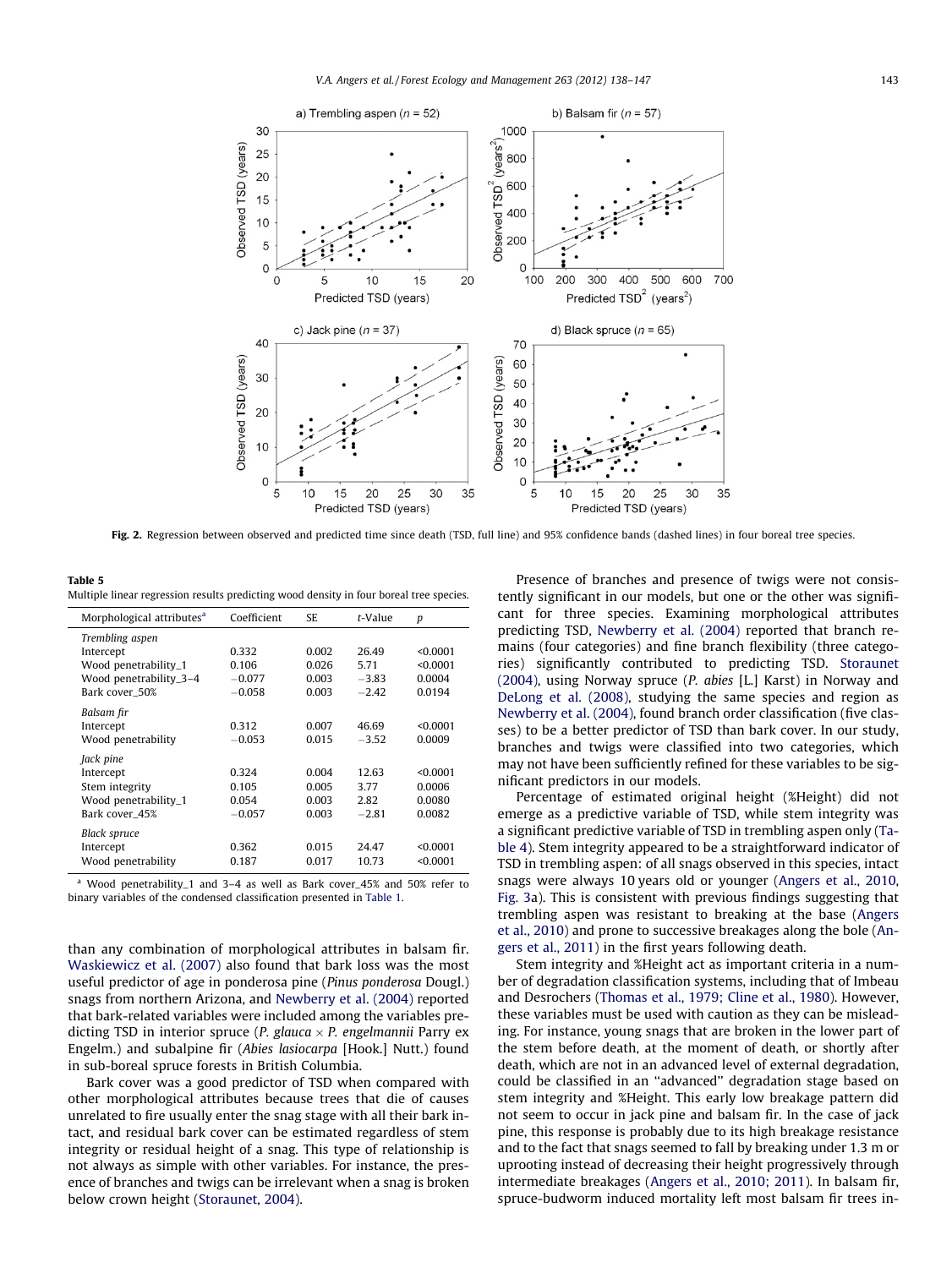Fig. 2. Regression between observed and predicted time since death (TSD, full line) and 95% confidence bands (dashed lines) in four boreal tree species.

**Table 5**
Multiple linear regression results predicting wood density in four boreal tree species.

| Morphological attributes[a] | Coefficient | SE | t-Value | p |
|---|---|---|---|---|
| *Trembling aspen* | | | | |
| Intercept | 0.332 | 0.002 | 26.49 | <0.0001 |
| Wood penetrability_1 | 0.106 | 0.026 | 5.71 | <0.0001 |
| Wood penetrability_3–4 | −0.077 | 0.003 | −3.83 | 0.0004 |
| Bark cover_50% | −0.058 | 0.003 | −2.42 | 0.0194 |
| *Balsam fir* | | | | |
| Intercept | 0.312 | 0.007 | 46.69 | <0.0001 |
| Wood penetrability | −0.053 | 0.015 | −3.52 | 0.0009 |
| *Jack pine* | | | | |
| Intercept | 0.324 | 0.004 | 12.63 | <0.0001 |
| Stem integrity | 0.105 | 0.005 | 3.77 | 0.0006 |
| Wood penetrability_1 | 0.054 | 0.003 | 2.82 | 0.0080 |
| Bark cover_45% | −0.057 | 0.003 | −2.81 | 0.0082 |
| *Black spruce* | | | | |
| Intercept | 0.362 | 0.015 | 24.47 | <0.0001 |
| Wood penetrability | 0.187 | 0.017 | 10.73 | <0.0001 |

[a] Wood penetrability_1 and 3–4 as well as Bark cover_45% and 50% refer to binary variables of the condensed classification presented in Table 1.

than any combination of morphological attributes in balsam fir. Waskiewicz et al. (2007) also found that bark loss was the most useful predictor of age in ponderosa pine (*Pinus ponderosa* Dougl.) snags from northern Arizona, and Newberry et al. (2004) reported that bark-related variables were included among the variables predicting TSD in interior spruce (*P. glauca* × *P. engelmannii* Parry ex Engelm.) and subalpine fir (*Abies lasiocarpa* [Hook.] Nutt.) found in sub-boreal spruce forests in British Columbia.

Bark cover was a good predictor of TSD when compared with other morphological attributes because trees that die of causes unrelated to fire usually enter the snag stage with all their bark intact, and residual bark cover can be estimated regardless of stem integrity or residual height of a snag. This type of relationship is not always as simple with other variables. For instance, the presence of branches and twigs can be irrelevant when a snag is broken below crown height (Storaunet, 2004).

Presence of branches and presence of twigs were not consistently significant in our models, but one or the other was significant for three species. Examining morphological attributes predicting TSD, Newberry et al. (2004) reported that branch remains (four categories) and fine branch flexibility (three categories) significantly contributed to predicting TSD. Storaunet (2004), using Norway spruce (*P. abies* [L.] Karst) in Norway and DeLong et al. (2008), studying the same species and region as Newberry et al. (2004), found branch order classification (five classes) to be a better predictor of TSD than bark cover. In our study, branches and twigs were classified into two categories, which may not have been sufficiently refined for these variables to be significant predictors in our models.

Percentage of estimated original height (%Height) did not emerge as a predictive variable of TSD, while stem integrity was a significant predictive variable of TSD in trembling aspen only (Table 4). Stem integrity appeared to be a straightforward indicator of TSD in trembling aspen: of all snags observed in this species, intact snags were always 10 years old or younger (Angers et al., 2010, Fig. 3a). This is consistent with previous findings suggesting that trembling aspen was resistant to breaking at the base (Angers et al., 2010) and prone to successive breakages along the bole (Angers et al., 2011) in the first years following death.

Stem integrity and %Height act as important criteria in a number of degradation classification systems, including that of Imbeau and Desrochers (Thomas et al., 1979; Cline et al., 1980). However, these variables must be used with caution as they can be misleading. For instance, young snags that are broken in the lower part of the stem before death, at the moment of death, or shortly after death, which are not in an advanced level of external degradation, could be classified in an "advanced" degradation stage based on stem integrity and %Height. This early low breakage pattern did not seem to occur in jack pine and balsam fir. In the case of jack pine, this response is probably due to its high breakage resistance and to the fact that snags seemed to fall by breaking under 1.3 m or uprooting instead of decreasing their height progressively through intermediate breakages (Angers et al., 2010; 2011). In balsam fir, spruce-budworm induced mortality left most balsam fir trees in-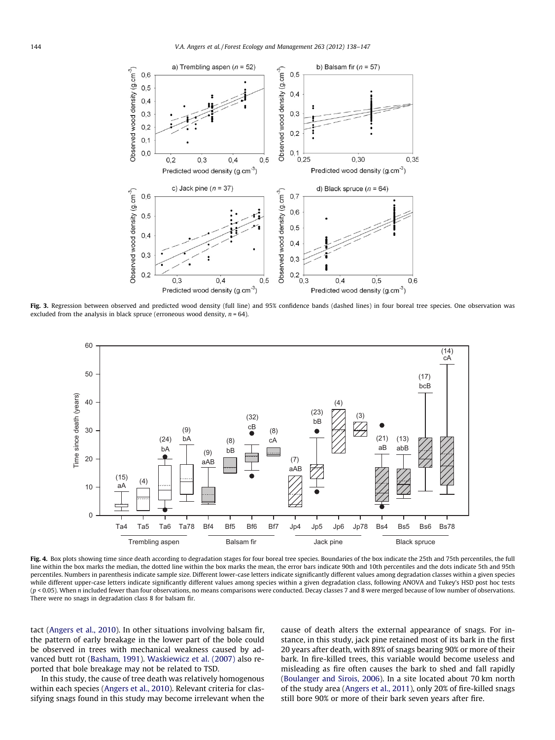Fig. 3. Regression between observed and predicted wood density (full line) and 95% confidence bands (dashed lines) in four boreal tree species. One observation was excluded from the analysis in black spruce (erroneous wood density, $n = 64$).

Fig. 4. Box plots showing time since death according to degradation stages for four boreal tree species. Boundaries of the box indicate the 25th and 75th percentiles, the full line within the box marks the median, the dotted line within the box marks the mean, the error bars indicate 90th and 10th percentiles and the dots indicate 5th and 95th percentiles. Numbers in parenthesis indicate sample size. Different lower-case letters indicate significantly different values among degradation classes within a given species while different upper-case letters indicate significantly different values among species within a given degradation class, following ANOVA and Tukey's HSD post hoc tests ($p < 0.05$). When $n$ included fewer than four observations, no means comparisons were conducted. Decay classes 7 and 8 were merged because of low number of observations. There were no snags in degradation class 8 for balsam fir.

tact (Angers et al., 2010). In other situations involving balsam fir, the pattern of early breakage in the lower part of the bole could be observed in trees with mechanical weakness caused by advanced butt rot (Basham, 1991). Waskiewicz et al. (2007) also reported that bole breakage may not be related to TSD.

In this study, the cause of tree death was relatively homogenous within each species (Angers et al., 2010). Relevant criteria for classifying snags found in this study may become irrelevant when the cause of death alters the external appearance of snags. For instance, in this study, jack pine retained most of its bark in the first 20 years after death, with 89% of snags bearing 90% or more of their bark. In fire-killed trees, this variable would become useless and misleading as fire often causes the bark to shed and fall rapidly (Boulanger and Sirois, 2006). In a site located about 70 km north of the study area (Angers et al., 2011), only 20% of fire-killed snags still bore 90% or more of their bark seven years after fire.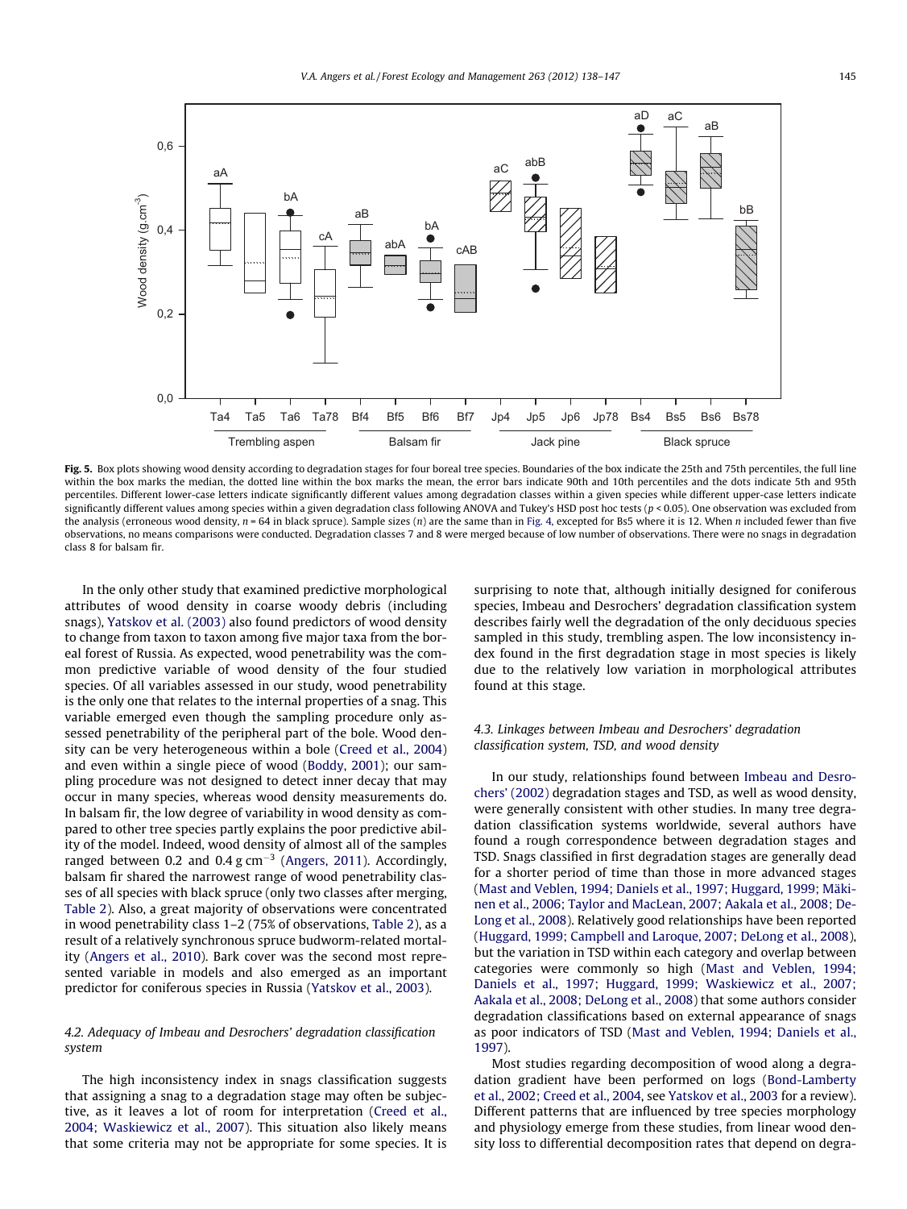**Fig. 5.** Box plots showing wood density according to degradation stages for four boreal tree species. Boundaries of the box indicate the 25th and 75th percentiles, the full line within the box marks the median, the dotted line within the box marks the mean, the error bars indicate 90th and 10th percentiles and the dots indicate 5th and 95th percentiles. Different lower-case letters indicate significantly different values among degradation classes within a given species while different upper-case letters indicate significantly different values among species within a given degradation class following ANOVA and Tukey's HSD post hoc tests ($p < 0.05$). One observation was excluded from the analysis (erroneous wood density, $n = 64$ in black spruce). Sample sizes ($n$) are the same than in Fig. 4, excepted for Bs5 where it is 12. When $n$ included fewer than five observations, no means comparisons were conducted. Degradation classes 7 and 8 were merged because of low number of observations. There were no snags in degradation class 8 for balsam fir.

In the only other study that examined predictive morphological attributes of wood density in coarse woody debris (including snags), Yatskov et al. (2003) also found predictors of wood density to change from taxon to taxon among five major taxa from the boreal forest of Russia. As expected, wood penetrability was the common predictive variable of wood density of the four studied species. Of all variables assessed in our study, wood penetrability is the only one that relates to the internal properties of a snag. This variable emerged even though the sampling procedure only assessed penetrability of the peripheral part of the bole. Wood density can be very heterogeneous within a bole (Creed et al., 2004) and even within a single piece of wood (Boddy, 2001); our sampling procedure was not designed to detect inner decay that may occur in many species, whereas wood density measurements do. In balsam fir, the low degree of variability in wood density as compared to other tree species partly explains the poor predictive ability of the model. Indeed, wood density of almost all of the samples ranged between 0.2 and 0.4 g cm$^{-3}$ (Angers, 2011). Accordingly, balsam fir shared the narrowest range of wood penetrability classes of all species with black spruce (only two classes after merging, Table 2). Also, a great majority of observations were concentrated in wood penetrability class 1–2 (75% of observations, Table 2), as a result of a relatively synchronous spruce budworm-related mortality (Angers et al., 2010). Bark cover was the second most represented variable in models and also emerged as an important predictor for coniferous species in Russia (Yatskov et al., 2003).

### 4.2. Adequacy of Imbeau and Desrochers' degradation classification system

The high inconsistency index in snags classification suggests that assigning a snag to a degradation stage may often be subjective, as it leaves a lot of room for interpretation (Creed et al., 2004; Waskiewicz et al., 2007). This situation also likely means that some criteria may not be appropriate for some species. It is surprising to note that, although initially designed for coniferous species, Imbeau and Desrochers' degradation classification system describes fairly well the degradation of the only deciduous species sampled in this study, trembling aspen. The low inconsistency index found in the first degradation stage in most species is likely due to the relatively low variation in morphological attributes found at this stage.

### 4.3. Linkages between Imbeau and Desrochers' degradation classification system, TSD, and wood density

In our study, relationships found between Imbeau and Desrochers' (2002) degradation stages and TSD, as well as wood density, were generally consistent with other studies. In many tree degradation classification systems worldwide, several authors have found a rough correspondence between degradation stages and TSD. Snags classified in first degradation stages are generally dead for a shorter period of time than those in more advanced stages (Mast and Veblen, 1994; Daniels et al., 1997; Huggard, 1999; Mäkinen et al., 2006; Taylor and MacLean, 2007; Aakala et al., 2008; DeLong et al., 2008). Relatively good relationships have been reported (Huggard, 1999; Campbell and Laroque, 2007; DeLong et al., 2008), but the variation in TSD within each category and overlap between categories were commonly so high (Mast and Veblen, 1994; Daniels et al., 1997; Huggard, 1999; Waskiewicz et al., 2007; Aakala et al., 2008; DeLong et al., 2008) that some authors consider degradation classifications based on external appearance of snags as poor indicators of TSD (Mast and Veblen, 1994; Daniels et al., 1997).

Most studies regarding decomposition of wood along a degradation gradient have been performed on logs (Bond-Lamberty et al., 2002; Creed et al., 2004, see Yatskov et al., 2003 for a review). Different patterns that are influenced by tree species morphology and physiology emerge from these studies, from linear wood density loss to differential decomposition rates that depend on degra-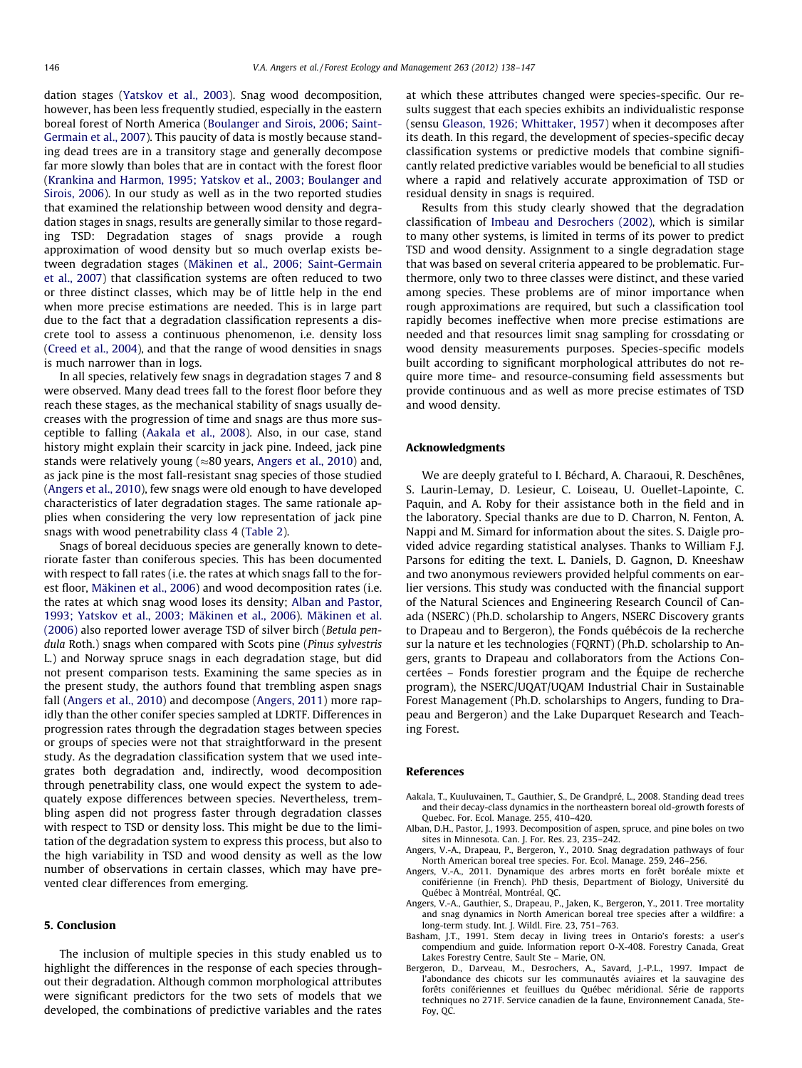dation stages (Yatskov et al., 2003). Snag wood decomposition, however, has been less frequently studied, especially in the eastern boreal forest of North America (Boulanger and Sirois, 2006; Saint-Germain et al., 2007). This paucity of data is mostly because standing dead trees are in a transitory stage and generally decompose far more slowly than boles that are in contact with the forest floor (Krankina and Harmon, 1995; Yatskov et al., 2003; Boulanger and Sirois, 2006). In our study as well as in the two reported studies that examined the relationship between wood density and degradation stages in snags, results are generally similar to those regarding TSD: Degradation stages of snags provide a rough approximation of wood density but so much overlap exists between degradation stages (Mäkinen et al., 2006; Saint-Germain et al., 2007) that classification systems are often reduced to two or three distinct classes, which may be of little help in the end when more precise estimations are needed. This is in large part due to the fact that a degradation classification represents a discrete tool to assess a continuous phenomenon, i.e. density loss (Creed et al., 2004), and that the range of wood densities in snags is much narrower than in logs.

In all species, relatively few snags in degradation stages 7 and 8 were observed. Many dead trees fall to the forest floor before they reach these stages, as the mechanical stability of snags usually decreases with the progression of time and snags are thus more susceptible to falling (Aakala et al., 2008). Also, in our case, stand history might explain their scarcity in jack pine. Indeed, jack pine stands were relatively young (≈80 years, Angers et al., 2010) and, as jack pine is the most fall-resistant snag species of those studied (Angers et al., 2010), few snags were old enough to have developed characteristics of later degradation stages. The same rationale applies when considering the very low representation of jack pine snags with wood penetrability class 4 (Table 2).

Snags of boreal deciduous species are generally known to deteriorate faster than coniferous species. This has been documented with respect to fall rates (i.e. the rates at which snags fall to the forest floor, Mäkinen et al., 2006) and wood decomposition rates (i.e. the rates at which snag wood loses its density; Alban and Pastor, 1993; Yatskov et al., 2003; Mäkinen et al., 2006). Mäkinen et al. (2006) also reported lower average TSD of silver birch (*Betula pendula* Roth.) snags when compared with Scots pine (*Pinus sylvestris* L.) and Norway spruce snags in each degradation stage, but did not present comparison tests. Examining the same species as in the present study, the authors found that trembling aspen snags fall (Angers et al., 2010) and decompose (Angers, 2011) more rapidly than the other conifer species sampled at LDRTF. Differences in progression rates through the degradation stages between species or groups of species were not that straightforward in the present study. As the degradation classification system that we used integrates both degradation and, indirectly, wood decomposition through penetrability class, one would expect the system to adequately expose differences between species. Nevertheless, trembling aspen did not progress faster through degradation classes with respect to TSD or density loss. This might be due to the limitation of the degradation system to express this process, but also to the high variability in TSD and wood density as well as the low number of observations in certain classes, which may have prevented clear differences from emerging.

## 5. Conclusion

The inclusion of multiple species in this study enabled us to highlight the differences in the response of each species throughout their degradation. Although common morphological attributes were significant predictors for the two sets of models that we developed, the combinations of predictive variables and the rates at which these attributes changed were species-specific. Our results suggest that each species exhibits an individualistic response (sensu Gleason, 1926; Whittaker, 1957) when it decomposes after its death. In this regard, the development of species-specific decay classification systems or predictive models that combine significantly related predictive variables would be beneficial to all studies where a rapid and relatively accurate approximation of TSD or residual density in snags is required.

Results from this study clearly showed that the degradation classification of Imbeau and Desrochers (2002), which is similar to many other systems, is limited in terms of its power to predict TSD and wood density. Assignment to a single degradation stage that was based on several criteria appeared to be problematic. Furthermore, only two to three classes were distinct, and these varied among species. These problems are of minor importance when rough approximations are required, but such a classification tool rapidly becomes ineffective when more precise estimations are needed and that resources limit snag sampling for crossdating or wood density measurements purposes. Species-specific models built according to significant morphological attributes do not require more time- and resource-consuming field assessments but provide continuous and as well as more precise estimates of TSD and wood density.

## Acknowledgments

We are deeply grateful to I. Béchard, A. Charaoui, R. Deschênes, S. Laurin-Lemay, D. Lesieur, C. Loiseau, U. Ouellet-Lapointe, C. Paquin, and A. Roby for their assistance both in the field and in the laboratory. Special thanks are due to D. Charron, N. Fenton, A. Nappi and M. Simard for information about the sites. S. Daigle provided advice regarding statistical analyses. Thanks to William F.J. Parsons for editing the text. L. Daniels, D. Gagnon, D. Kneeshaw and two anonymous reviewers provided helpful comments on earlier versions. This study was conducted with the financial support of the Natural Sciences and Engineering Research Council of Canada (NSERC) (Ph.D. scholarship to Angers, NSERC Discovery grants to Drapeau and to Bergeron), the Fonds québécois de la recherche sur la nature et les technologies (FQRNT) (Ph.D. scholarship to Angers, grants to Drapeau and collaborators from the Actions Concertées – Fonds forestier program and the Équipe de recherche program), the NSERC/UQAT/UQAM Industrial Chair in Sustainable Forest Management (Ph.D. scholarships to Angers, funding to Drapeau and Bergeron) and the Lake Duparquet Research and Teaching Forest.

## References

Aakala, T., Kuuluvainen, T., Gauthier, S., De Grandpré, L., 2008. Standing dead trees and their decay-class dynamics in the northeastern boreal old-growth forests of Quebec. For. Ecol. Manage. 255, 410–420.

Alban, D.H., Pastor, J., 1993. Decomposition of aspen, spruce, and pine boles on two sites in Minnesota. Can. J. For. Res. 23, 235–242.

Angers, V.-A., Drapeau, P., Bergeron, Y., 2010. Snag degradation pathways of four North American boreal tree species. For. Ecol. Manage. 259, 246–256.

Angers, V.-A., 2011. Dynamique des arbres morts en forêt boréale mixte et coniférienne (in French). PhD thesis, Department of Biology, Université du Québec à Montréal, Montréal, QC.

Angers, V.-A., Gauthier, S., Drapeau, P., Jaken, K., Bergeron, Y., 2011. Tree mortality and snag dynamics in North American boreal tree species after a wildfire: a long-term study. Int. J. Wildl. Fire. 23, 751–763.

Basham, J.T., 1991. Stem decay in living trees in Ontario's forests: a user's compendium and guide. Information report O-X-408. Forestry Canada, Great Lakes Forestry Centre, Sault Ste – Marie, ON.

Bergeron, D., Darveau, M., Desrochers, A., Savard, J.-P.L., 1997. Impact de l'abondance des chicots sur les communautés aviaires et la sauvagine des forêts coniférienne et feuillues du Québec méridional. Série de rapports techniques no 271F. Service canadien de la faune, Environnement Canada, Ste-Foy, QC.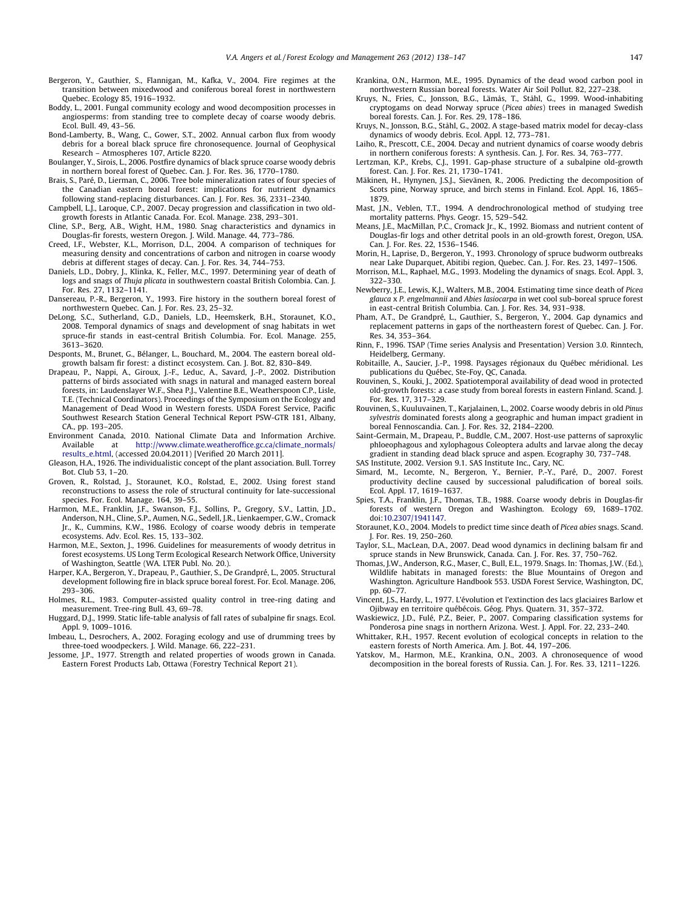Bergeron, Y., Gauthier, S., Flannigan, M., Kafka, V., 2004. Fire regimes at the transition between mixedwood and coniferous boreal forest in northwestern Quebec. Ecology 85, 1916–1932.

Boddy, L., 2001. Fungal community ecology and wood decomposition processes in angiosperms: from standing tree to complete decay of coarse woody debris. Ecol. Bull. 49, 43–56.

Bond-Lamberty, B., Wang, C., Gower, S.T., 2002. Annual carbon flux from woody debris for a boreal black spruce fire chronosequence. Journal of Geophysical Research – Atmospheres 107, Article 8220.

Boulanger, Y., Sirois, L., 2006. Postfire dynamics of black spruce coarse woody debris in northern boreal forest of Quebec. Can. J. For. Res. 36, 1770–1780.

Brais, S., Paré, D., Lierman, C., 2006. Tree bole mineralization rates of four species of the Canadian eastern boreal forest: implications for nutrient dynamics following stand-replacing disturbances. Can. J. For. Res. 36, 2331–2340.

Campbell, L.J., Laroque, C.P., 2007. Decay progression and classification in two old-growth forests in Atlantic Canada. For. Ecol. Manage. 238, 293–301.

Cline, S.P., Berg, A.B., Wight, H.M., 1980. Snag characteristics and dynamics in Douglas-fir forests, western Oregon. J. Wild. Manage. 44, 773–786.

Creed, I.F., Webster, K.L., Morrison, D.L., 2004. A comparison of techniques for measuring density and concentrations of carbon and nitrogen in coarse woody debris at different stages of decay. Can. J. For. Res. 34, 744–753.

Daniels, L.D., Dobry, J., Klinka, K., Feller, M.C., 1997. Determining year of death of logs and snags of *Thuja plicata* in southwestern coastal British Columbia. Can. J. For. Res. 27, 1132–1141.

Dansereau, P.-R., Bergeron, Y., 1993. Fire history in the southern boreal forest of northwestern Quebec. Can. J. For. Res. 23, 25–32.

DeLong, S.C., Sutherland, G.D., Daniels, L.D., Heemskerk, B.H., Storaunet, K.O., 2008. Temporal dynamics of snags and development of snag habitats in wet spruce-fir stands in east-central British Columbia. For. Ecol. Manage. 255, 3613–3620.

Desponts, M., Brunet, G., Bélanger, L., Bouchard, M., 2004. The eastern boreal old-growth balsam fir forest: a distinct ecosystem. Can. J. Bot. 82, 830–849.

Drapeau, P., Nappi, A., Giroux, J.-F., Leduc, A., Savard, J.-P., 2002. Distribution patterns of birds associated with snags in natural and managed eastern boreal forests, in: Laudenslayer W.F., Shea P.J., Valentine B.E., Weatherspoon C.P., Lisle, T.E. (Technical Coordinators). Proceedings of the Symposium on the Ecology and Management of Dead Wood in Western forests. USDA Forest Service, Pacific Southwest Research Station General Technical Report PSW-GTR 181, Albany, CA., pp. 193–205.

Environment Canada, 2010. National Climate Data and Information Archive. Available at http://www.climate.weatheroffice.gc.ca/climate_normals/results_e.html, (accessed 20.04.2011) [Verified 20 March 2011].

Gleason, H.A., 1926. The individualistic concept of the plant association. Bull. Torrey Bot. Club 53, 1–20.

Groven, R., Rolstad, J., Storaunet, K.O., Rolstad, E., 2002. Using forest stand reconstructions to assess the role of structural continuity for late-successional species. For. Ecol. Manage. 164, 39–55.

Harmon, M.E., Franklin, J.F., Swanson, F.J., Sollins, P., Gregory, S.V., Lattin, J.D., Anderson, N.H., Cline, S.P., Aumen, N.G., Sedell, J.R., Lienkaemper, G.W., Cromack Jr., K., Cummins, K.W., 1986. Ecology of coarse woody debris in temperate ecosystems. Adv. Ecol. Res. 15, 133–302.

Harmon, M.E., Sexton, J., 1996. Guidelines for measurements of woody detritus in forest ecosystems. US Long Term Ecological Research Network Office, University of Washington, Seattle (WA. LTER Publ. No. 20.).

Harper, K.A., Bergeron, Y., Drapeau, P., Gauthier, S., De Grandpré, L., 2005. Structural development following fire in black spruce boreal forest. For. Ecol. Manage. 206, 293–306.

Holmes, R.L., 1983. Computer-assisted quality control in tree-ring dating and measurement. Tree-ring Bull. 43, 69–78.

Huggard, D.J., 1999. Static life-table analysis of fall rates of subalpine fir snags. Ecol. Appl. 9, 1009–1016.

Imbeau, L., Desrochers, A., 2002. Foraging ecology and use of drumming trees by three-toed woodpeckers. J. Wild. Manage. 66, 222–231.

Jessome, J.P., 1977. Strength and related properties of woods grown in Canada. Eastern Forest Products Lab, Ottawa (Forestry Technical Report 21).

Krankina, O.N., Harmon, M.E., 1995. Dynamics of the dead wood carbon pool in northwestern Russian boreal forests. Water Air Soil Pollut. 82, 227–238.

Kruys, N., Fries, C., Jonsson, B.G., Lämås, T., Ståhl, G., 1999. Wood-inhabiting cryptogams on dead Norway spruce (*Picea abies*) trees in managed Swedish boreal forests. Can. J. For. Res. 29, 178–186.

Kruys, N., Jonsson, B.G., Ståhl, G., 2002. A stage-based matrix model for decay-class dynamics of woody debris. Ecol. Appl. 12, 773–781.

Laiho, R., Prescott, C.E., 2004. Decay and nutrient dynamics of coarse woody debris in northern coniferous forests: A synthesis. Can. J. For. Res. 34, 763–777.

Lertzman, K.P., Krebs, C.J., 1991. Gap-phase structure of a subalpine old-growth forest. Can. J. For. Res. 21, 1730–1741.

Mäkinen, H., Hynynen, J.S.J., Sievänen, R., 2006. Predicting the decomposition of Scots pine, Norway spruce, and birch stems in Finland. Ecol. Appl. 16, 1865–1879.

Mast, J.N., Veblen, T.T., 1994. A dendrochronological method of studying tree mortality patterns. Phys. Geogr. 15, 529–542.

Means, J.E., MacMillan, P.C., Cromack Jr., K., 1992. Biomass and nutrient content of Douglas-fir logs and other detrital pools in an old-growth forest, Oregon, USA. Can. J. For. Res. 22, 1536–1546.

Morin, H., Laprise, D., Bergeron, Y., 1993. Chronology of spruce budworm outbreaks near Lake Duparquet, Abitibi region, Quebec. Can. J. For. Res. 23, 1497–1506.

Morrison, M.L., Raphael, M.G., 1993. Modeling the dynamics of snags. Ecol. Appl. 3, 322–330.

Newberry, J.E., Lewis, K.J., Walters, M.B., 2004. Estimating time since death of *Picea glauca* x *P. engelmannii* and *Abies lasiocarpa* in wet cool sub-boreal spruce forest in east-central British Columbia. Can. J. For. Res. 34, 931–938.

Pham, A.T., De Grandpré, L., Gauthier, S., Bergeron, Y., 2004. Gap dynamics and replacement patterns in gaps of the northeastern forest of Quebec. Can. J. For. Res. 34, 353–364.

Rinn, F., 1996. TSAP (Time series Analysis and Presentation) Version 3.0. Rinntech, Heidelberg, Germany.

Robitaille, A., Saucier, J.-P., 1998. Paysages régionaux du Québec méridional. Les publications du Québec, Ste-Foy, QC, Canada.

Rouvinen, S., Kouki, J., 2002. Spatiotemporal availability of dead wood in protected old-growth forests: a case study from boreal forests in eastern Finland. Scand. J. For. Res. 17, 317–329.

Rouvinen, S., Kuuluvainen, T., Karjalainen, L., 2002. Coarse woody debris in old *Pinus sylvestris* dominated forests along a geographic and human impact gradient in boreal Fennoscandia. Can. J. For. Res. 32, 2184–2200.

Saint-Germain, M., Drapeau, P., Buddle, C.M., 2007. Host-use patterns of saproxylic phloeophagous and xylophagous Coleoptera adults and larvae along the decay gradient in standing dead black spruce and aspen. Ecography 30, 737–748.

SAS Institute, 2002. Version 9.1. SAS Institute Inc., Cary, NC.

Simard, M., Lecomte, N., Bergeron, Y., Bernier, P.-Y., Paré, D., 2007. Forest productivity decline caused by successional paludification of boreal soils. Ecol. Appl. 17, 1619–1637.

Spies, T.A., Franklin, J.F., Thomas, T.B., 1988. Coarse woody debris in Douglas-fir forests of western Oregon and Washington. Ecology 69, 1689–1702. doi:10.2307/1941147.

Storaunet, K.O., 2004. Models to predict time since death of *Picea abies* snags. Scand. J. For. Res. 19, 250–260.

Taylor, S.L., MacLean, D.A., 2007. Dead wood dynamics in declining balsam fir and spruce stands in New Brunswick, Canada. Can. J. For. Res. 37, 750–762.

Thomas, J.W., Anderson, R.G., Maser, C., Bull, E.L., 1979. Snags. In: Thomas, J.W. (Ed.), Wildlife habitats in managed forests: the Blue Mountains of Oregon and Washington. Agriculture Handbook 553. USDA Forest Service, Washington, DC, pp. 60–77.

Vincent, J.S., Hardy, L., 1977. L'évolution et l'extinction des lacs glaciaires Barlow et Ojibway en territoire québécois. Géog. Phys. Quatern. 31, 357–372.

Waskiewicz, J.D., Fulé, P.Z., Beier, P., 2007. Comparing classification systems for Ponderosa pine snags in northern Arizona. West. J. Appl. For. 22, 233–240.

Whittaker, R.H., 1957. Recent evolution of ecological concepts in relation to the eastern forests of North America. Am. J. Bot. 44, 197–206.

Yatskov, M., Harmon, M.E., Krankina, O.N., 2003. A chronosequence of wood decomposition in the boreal forests of Russia. Can. J. For. Res. 33, 1211–1226.